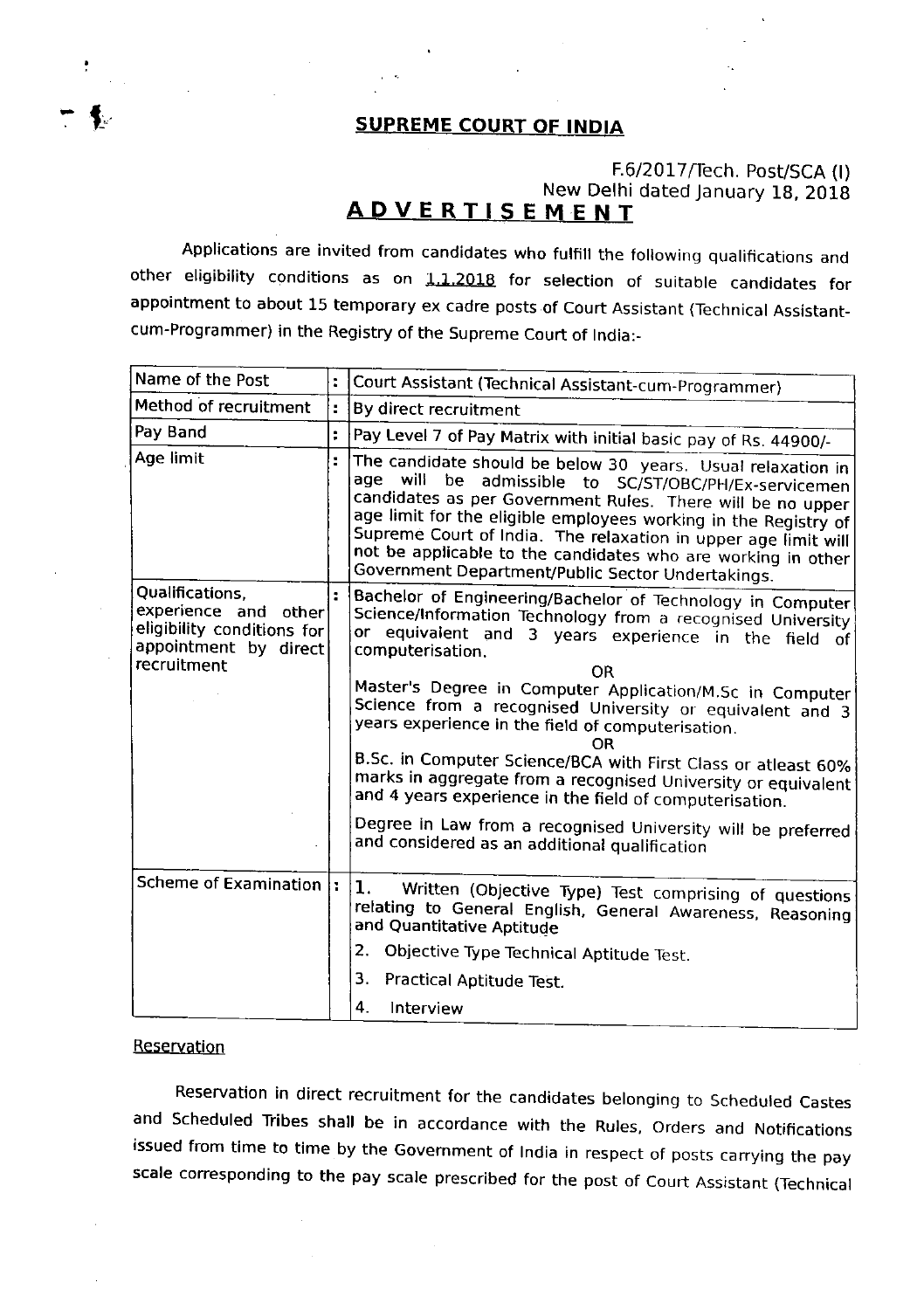# SUPREME COURT OF INDIA

F.6/2017/Tech. Post/SCA (I)
New Delhi dated January 18, 2018

## ADVERTISEMENT

Applications are invited from candidates who fulfill the following qualifications and other eligibility conditions as on 1.1.2018 for selection of suitable candidates for appointment to about 15 temporary ex cadre posts of Court Assistant (Technical Assistant-cum-Programmer) in the Registry of the Supreme Court of India:-

| | | |
|---|---|---|
| Name of the Post | : | Court Assistant (Technical Assistant-cum-Programmer) |
| Method of recruitment | : | By direct recruitment |
| Pay Band | : | Pay Level 7 of Pay Matrix with initial basic pay of Rs. 44900/- |
| Age limit | : | The candidate should be below 30 years. Usual relaxation in age will be admissible to SC/ST/OBC/PH/Ex-servicemen candidates as per Government Rules. There will be no upper age limit for the eligible employees working in the Registry of Supreme Court of India. The relaxation in upper age limit will not be applicable to the candidates who are working in other Government Department/Public Sector Undertakings. |
| Qualifications, experience and other eligibility conditions for appointment by direct recruitment | : | Bachelor of Engineering/Bachelor of Technology in Computer Science/Information Technology from a recognised University or equivalent and 3 years experience in the field of computerisation.<br>OR<br>Master's Degree in Computer Application/M.Sc in Computer Science from a recognised University or equivalent and 3 years experience in the field of computerisation.<br>OR<br>B.Sc. in Computer Science/BCA with First Class or atleast 60% marks in aggregate from a recognised University or equivalent and 4 years experience in the field of computerisation.<br>Degree in Law from a recognised University will be preferred and considered as an additional qualification |
| Scheme of Examination | : | 1. Written (Objective Type) Test comprising of questions relating to General English, General Awareness, Reasoning and Quantitative Aptitude<br>2. Objective Type Technical Aptitude Test.<br>3. Practical Aptitude Test.<br>4. Interview |

### Reservation

Reservation in direct recruitment for the candidates belonging to Scheduled Castes and Scheduled Tribes shall be in accordance with the Rules, Orders and Notifications issued from time to time by the Government of India in respect of posts carrying the pay scale corresponding to the pay scale prescribed for the post of Court Assistant (Technical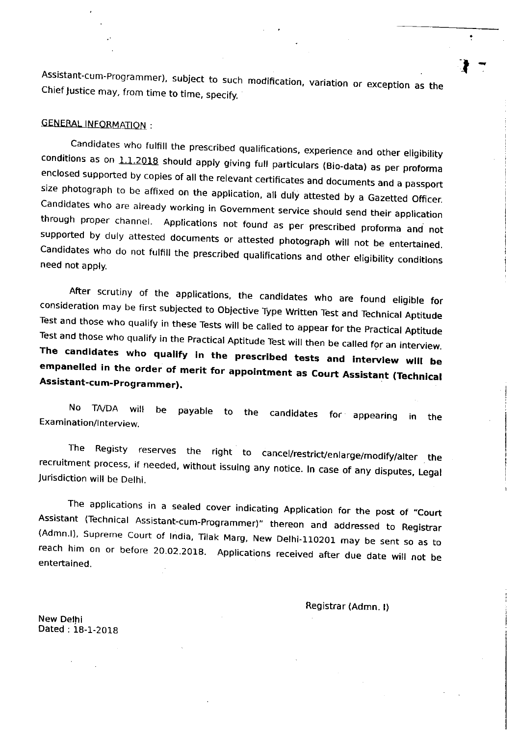Assistant-cum-Programmer), subject to such modification, variation or exception as the Chief Justice may, from time to time, specify.

GENERAL INFORMATION :

Candidates who fulfill the prescribed qualifications, experience and other eligibility conditions as on 1.1.2018 should apply giving full particulars (Bio-data) as per proforma enclosed supported by copies of all the relevant certificates and documents and a passport size photograph to be affixed on the application, all duly attested by a Gazetted Officer. Candidates who are already working in Government service should send their application through proper channel. Applications not found as per prescribed proforma and not supported by duly attested documents or attested photograph will not be entertained. Candidates who do not fulfill the prescribed qualifications and other eligibility conditions need not apply.

After scrutiny of the applications, the candidates who are found eligible for consideration may be first subjected to Objective Type Written Test and Technical Aptitude Test and those who qualify in these Tests will be called to appear for the Practical Aptitude Test and those who qualify in the Practical Aptitude Test will then be called for an interview. **The candidates who qualify in the prescribed tests and interview will be empanelled in the order of merit for appointment as Court Assistant (Technical Assistant-cum-Programmer).**

No TA/DA will be payable to the candidates for appearing in the Examination/Interview.

The Registy reserves the right to cancel/restrict/enlarge/modify/alter the recruitment process, if needed, without issuing any notice. In case of any disputes, Legal Jurisdiction will be Delhi.

The applications in a sealed cover indicating Application for the post of "Court Assistant (Technical Assistant-cum-Programmer)" thereon and addressed to Registrar (Admn.I), Supreme Court of India, Tilak Marg, New Delhi-110201 may be sent so as to reach him on or before 20.02.2018. Applications received after due date will not be entertained.

Registrar (Admn. I)

New Delhi
Dated : 18-1-2018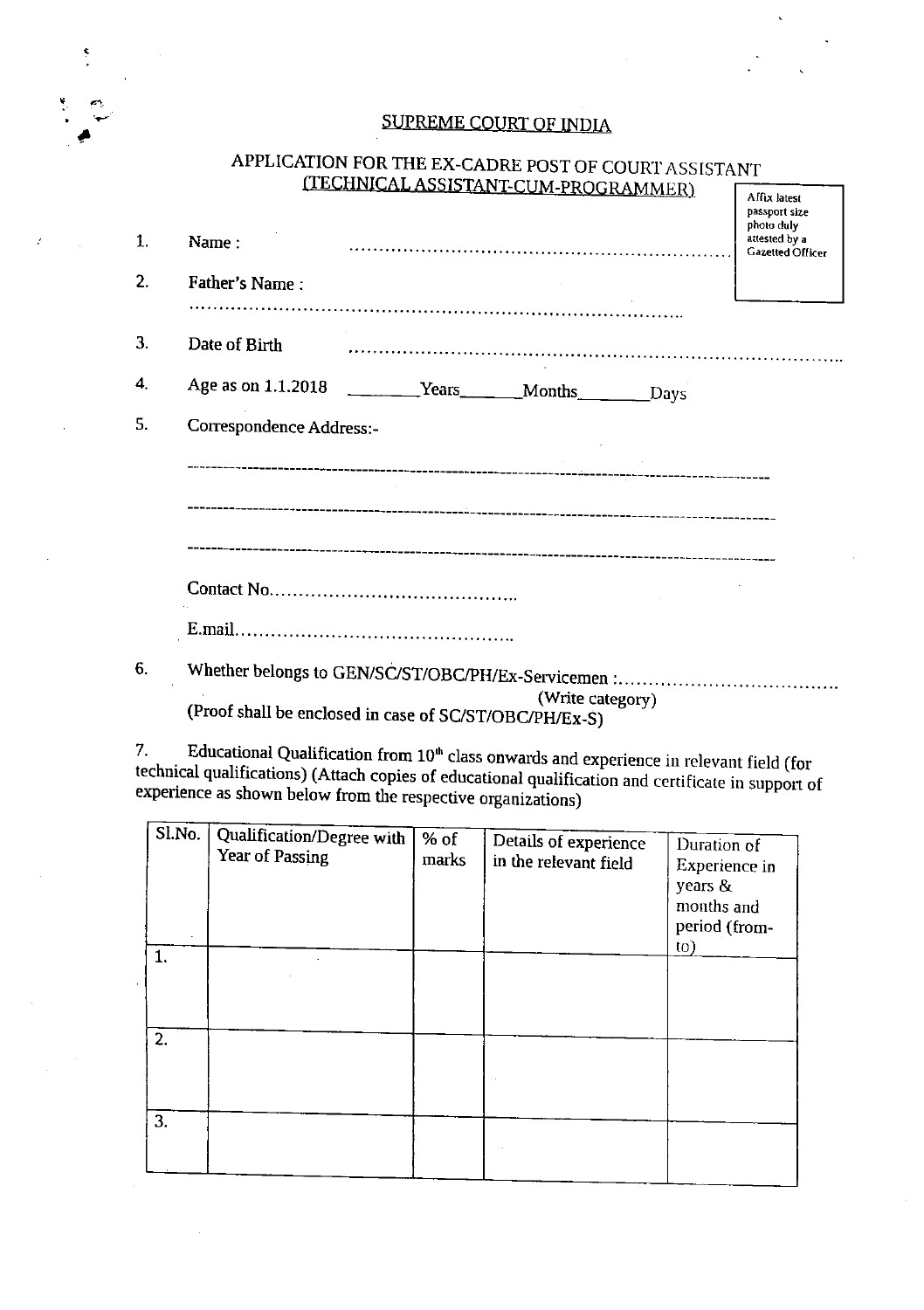# SUPREME COURT OF INDIA

## APPLICATION FOR THE EX-CADRE POST OF COURT ASSISTANT (TECHNICAL ASSISTANT-CUM-PROGRAMMER)

Affix latest passport size photo duly attested by a Gazetted Officer

1. Name : ..............................................................

2. Father's Name : ..............................................................

3. Date of Birth ..............................................................

4. Age as on 1.1.2018 ________Years________Months________Days

5. Correspondence Address:-

   ------------------------------------------------------------------------

   ------------------------------------------------------------------------

   ------------------------------------------------------------------------

   Contact No.........................................

   E.mail...............................................

6. Whether belongs to GEN/SC/ST/OBC/PH/Ex-Servicemen :....................................
   (Write category)
   (Proof shall be enclosed in case of SC/ST/OBC/PH/Ex-S)

7. Educational Qualification from 10th class onwards and experience in relevant field (for technical qualifications) (Attach copies of educational qualification and certificate in support of experience as shown below from the respective organizations)

| Sl.No. | Qualification/Degree with Year of Passing | % of marks | Details of experience in the relevant field | Duration of Experience in years & months and period (from-to) |
|---|---|---|---|---|
| 1. | | | | |
| 2. | | | | |
| 3. | | | | |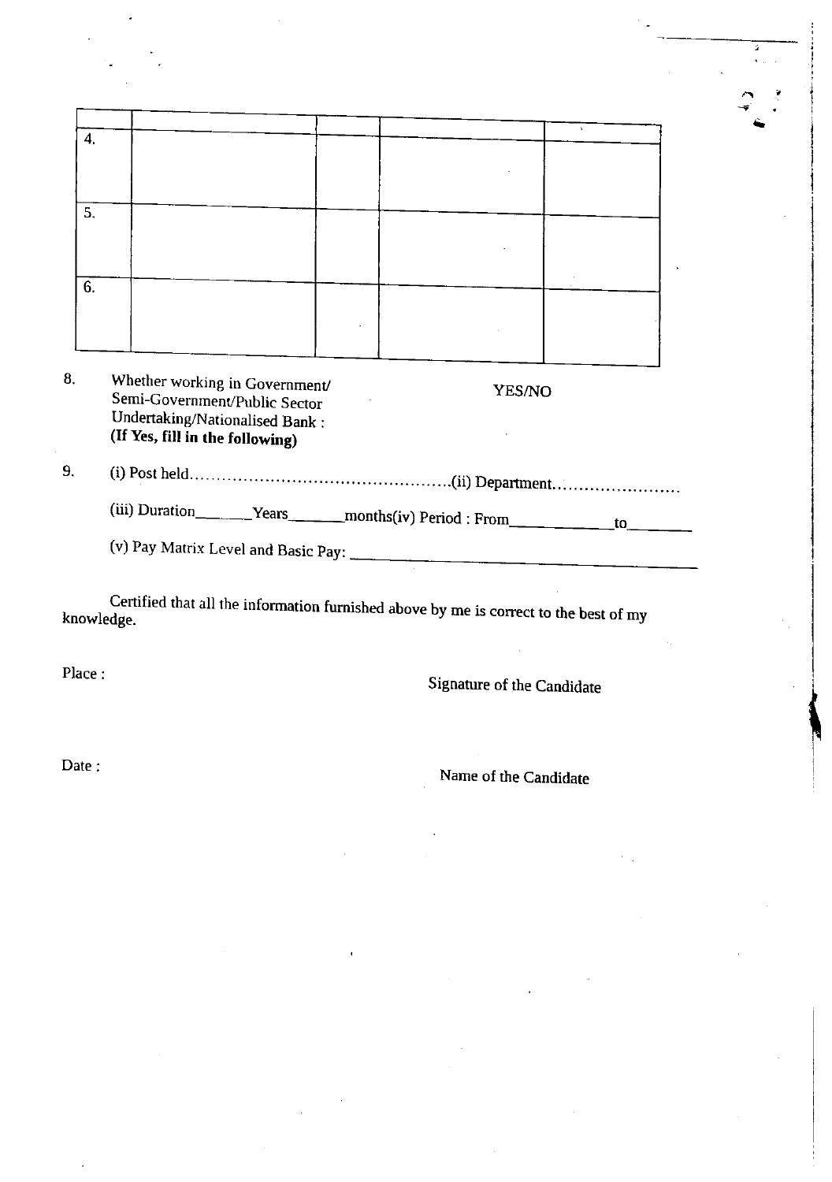| | | | | |
|---|---|---|---|---|
| 4. | | | | |
| 5. | | | | |
| 6. | | | | |

8. Whether working in Government/ Semi-Government/Public Sector Undertaking/Nationalised Bank : **(If Yes, fill in the following)** YES/NO

9. (i) Post held................................................(ii) Department........................

   (iii) Duration_______Years_______months(iv) Period : From____________to________

   (v) Pay Matrix Level and Basic Pay: ______________________________________

Certified that all the information furnished above by me is correct to the best of my knowledge.

Place : Signature of the Candidate

Date : Name of the Candidate